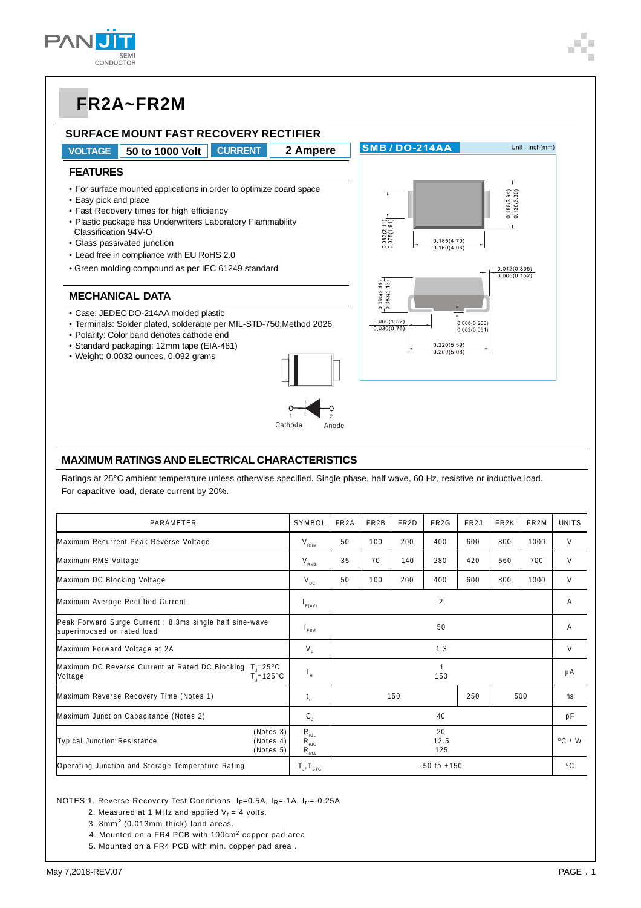# FR2A~FR2M

## SURFACE MOUNT FAST RECOVERY RECTIFIER

**VOLTAGE** 50 to 1000 Volt **CURRENT** 2 Ampere

### FEATURES

- For surface mounted applications in order to optimize board space
- Easy pick and place
- Fast Recovery times for high efficiency
- Plastic package has Underwriters Laboratory Flammability Classification 94V-O
- Glass passivated junction
- Lead free in compliance with EU RoHS 2.0
- Green molding compound as per IEC 61249 standard

### MECHANICAL DATA

- Case: JEDEC DO-214AA molded plastic
- Terminals: Solder plated, solderable per MIL-STD-750,Method 2026
- Polarity: Color band denotes cathode end
- Standard packaging: 12mm tape (EIA-481)
- Weight: 0.0032 ounces, 0.092 grams

SMB / DO-214AA Unit : inch(mm)

0.155(3.94) 0.130(3.30)
0.083(2.11) 0.075(1.91)
0.185(4.70) 0.160(4.06)
0.012(0.305) 0.006(0.152)
0.096(2.44) 0.083(2.13)
0.060(1.52) 0.030(0.76)
0.008(0.203) 0.002(0.051)
0.220(5.59) 0.200(5.08)

Cathode 1 — 2 Anode

## MAXIMUM RATINGS AND ELECTRICAL CHARACTERISTICS

Ratings at 25°C ambient temperature unless otherwise specified. Single phase, half wave, 60 Hz, resistive or inductive load.
For capacitive load, derate current by 20%.

| PARAMETER | SYMBOL | FR2A | FR2B | FR2D | FR2G | FR2J | FR2K | FR2M | UNITS |
|---|---|---|---|---|---|---|---|---|---|
| Maximum Recurrent Peak Reverse Voltage | $V_{RRM}$ | 50 | 100 | 200 | 400 | 600 | 800 | 1000 | V |
| Maximum RMS Voltage | $V_{RMS}$ | 35 | 70 | 140 | 280 | 420 | 560 | 700 | V |
| Maximum DC Blocking Voltage | $V_{DC}$ | 50 | 100 | 200 | 400 | 600 | 800 | 1000 | V |
| Maximum Average Rectified Current | $I_{F(AV)}$ | 2 | | | | | | | A |
| Peak Forward Surge Current : 8.3ms single half sine-wave superimposed on rated load | $I_{FSM}$ | 50 | | | | | | | A |
| Maximum Forward Voltage at 2A | $V_F$ | 1.3 | | | | | | | V |
| Maximum DC Reverse Current at Rated DC Blocking Voltage $T_J$=25°C / $T_J$=125°C | $I_R$ | 1 / 150 | | | | | | | µA |
| Maximum Reverse Recovery Time (Notes 1) | $t_{rr}$ | 150 | | | | 250 | 500 | | ns |
| Maximum Junction Capacitance (Notes 2) | $C_J$ | 40 | | | | | | | pF |
| Typical Junction Resistance (Notes 3) / (Notes 4) / (Notes 5) | $R_{θJL}$ / $R_{θJC}$ / $R_{θJA}$ | 20 / 12.5 / 125 | | | | | | | °C / W |
| Operating Junction and Storage Temperature Rating | $T_J$, $T_{STG}$ | -50 to +150 | | | | | | | °C |

NOTES:1. Reverse Recovery Test Conditions: $I_F$=0.5A, $I_R$=-1A, $I_{rr}$=-0.25A
2. Measured at 1 MHz and applied $V_r$ = 4 volts.
3. 8mm$^2$ (0.013mm thick) land areas.
4. Mounted on a FR4 PCB with 100cm$^2$ copper pad area
5. Mounted on a FR4 PCB with min. copper pad area .

May 7,2018-REV.07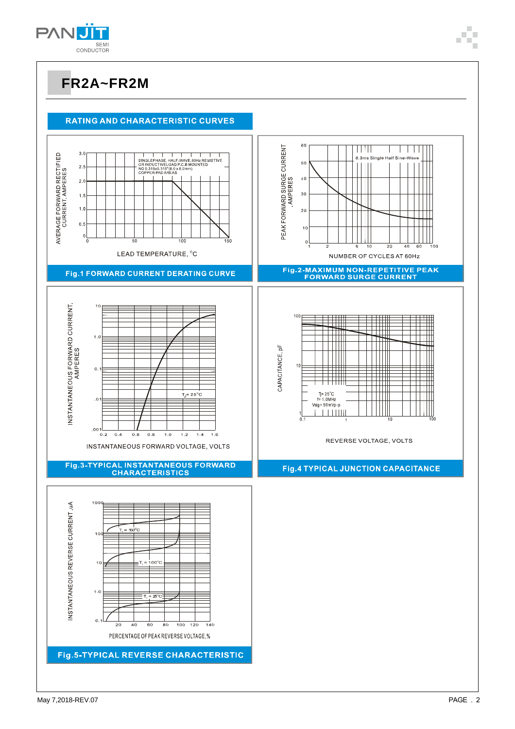# FR2A~FR2M

## RATING AND CHARACTERISTIC CURVES

SINGLEPHASE, HALF-WAVE,60Hz RESISTIVE OR INDUCTIVELOAD P.C.B MOUNTED NO 0.315x0.315"(8.0 x 8.0mm) COPPER PAD AREAS

AVERAGE FORWARD RECTIFIED CURRENT, AMPERES

LEAD TEMPERATURE, °C

**Fig.1 FORWARD CURRENT DERATING CURVE**

8.3ms Single Half Sine-Wave

PEAK FORWARD SURGE CURRENT ,AMPERES

NUMBER OF CYCLES AT 60Hz

**Fig.2-MAXIMUM NON-REPETITIVE PEAK FORWARD SURGE CURRENT**

INSTANTANEOUS FORWARD CURRENT, AMPERES

$T_J = 25°C$

INSTANTANEOUS FORWARD VOLTAGE, VOLTS

**Fig.3-TYPICAL INSTANTANEOUS FORWARD CHARACTERISTICS**

CAPACITANCE, pF

Tj= 25°C
f= 1.0MHz
Vsig= 50mVp-p

REVERSE VOLTAGE, VOLTS

**Fig.4 TYPICAL JUNCTION CAPACITANCE**

INSTANTANEOUS REVERSE CURRENT ,uA

$T_J = 150°C$

$T_J = 100°C$

$T_J = 25°C$

PERCENTAGE OF PEAK REVERSE VOLTAGE,%

**Fig.5-TYPICAL REVERSE CHARACTERISTIC**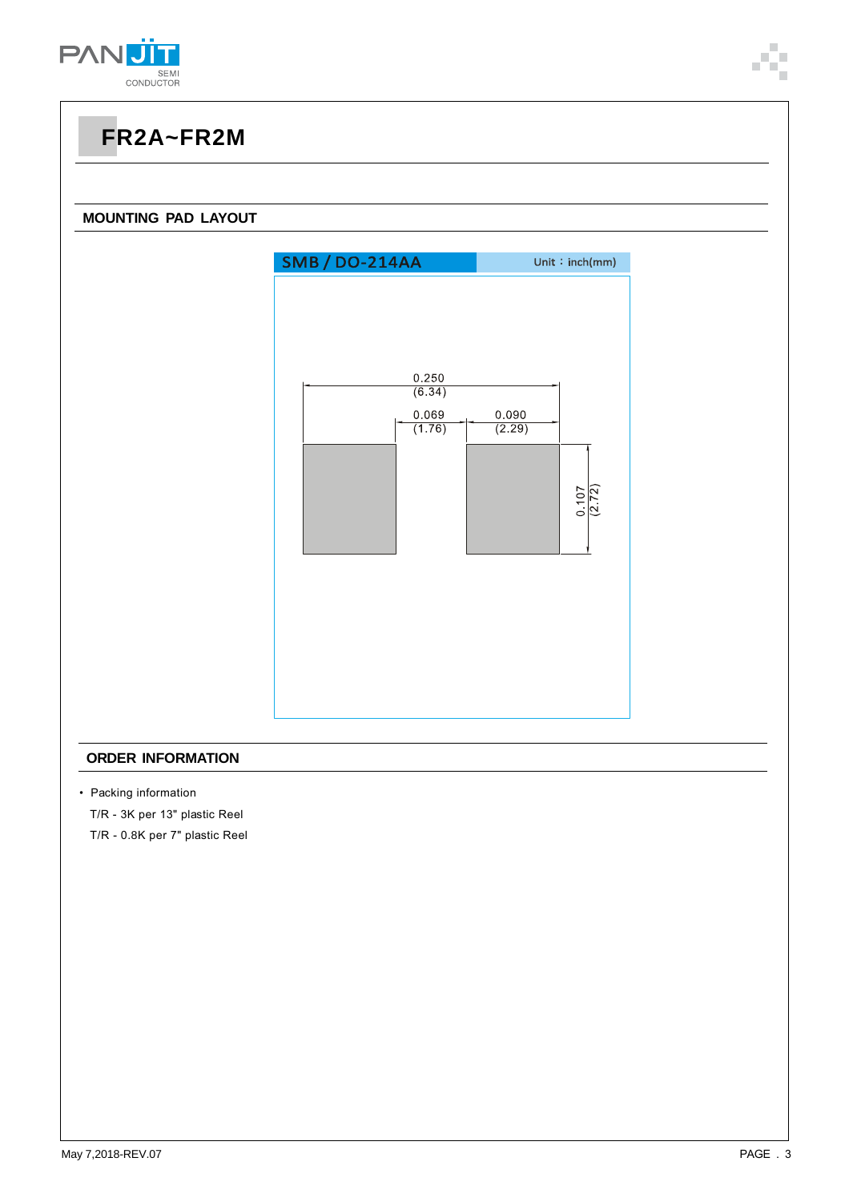# FR2A~FR2M

## MOUNTING PAD LAYOUT

**SMB / DO-214AA** Unit：inch(mm)

0.250
(6.34)

0.069
(1.76)

0.090
(2.29)

0.107
(2.72)

## ORDER INFORMATION

- Packing information

T/R - 3K per 13" plastic Reel

T/R - 0.8K per 7" plastic Reel

May 7,2018-REV.07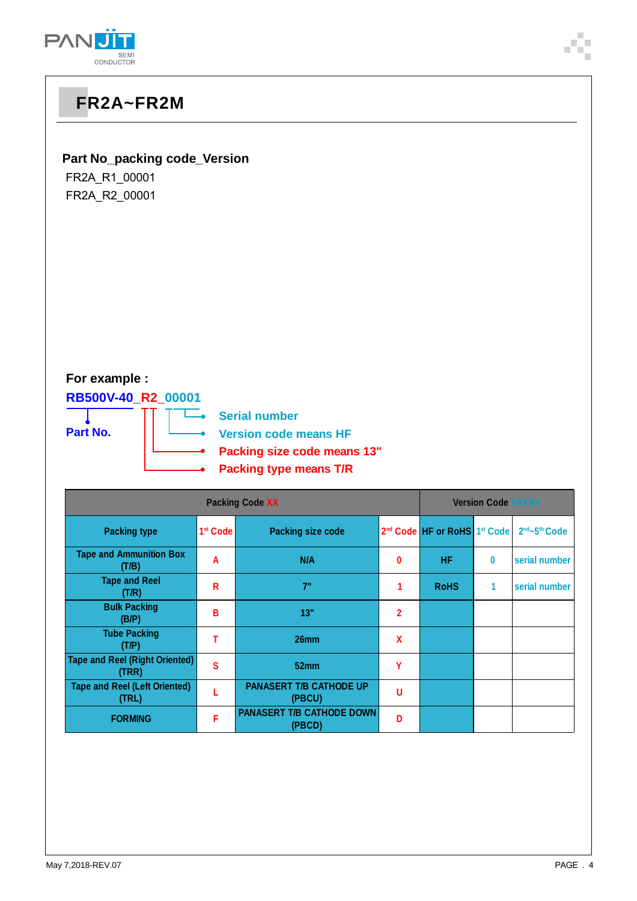# FR2A~FR2M

**Part No_packing code_Version**

FR2A_R1_00001

FR2A_R2_00001

**For example :**

**RB500V-40_R2_00001**

**Part No.**

**Serial number**

**Version code means HF**

**Packing size code means 13"**

**Packing type means T/R**

| Packing Code XX | | | | Version Code XXXXX | | |
|---|---|---|---|---|---|---|
| Packing type | 1st Code | Packing size code | 2nd Code | HF or RoHS | 1st Code | 2nd~5th Code |
| Tape and Ammunition Box (T/B) | A | N/A | 0 | HF | 0 | serial number |
| Tape and Reel (T/R) | R | 7" | 1 | RoHS | 1 | serial number |
| Bulk Packing (B/P) | B | 13" | 2 | | | |
| Tube Packing (T/P) | T | 26mm | X | | | |
| Tape and Reel (Right Oriented) (TRR) | S | 52mm | Y | | | |
| Tape and Reel (Left Oriented) (TRL) | L | PANASERT T/B CATHODE UP (PBCU) | U | | | |
| FORMING | F | PANASERT T/B CATHODE DOWN (PBCD) | D | | | |

May 7,2018-REV.07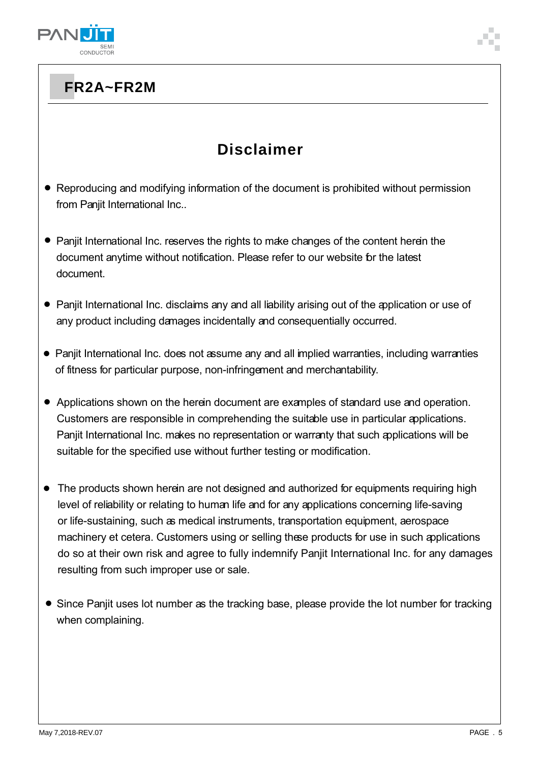## FR2A~FR2M

# Disclaimer

- Reproducing and modifying information of the document is prohibited without permission from Panjit International Inc..
- Panjit International Inc. reserves the rights to make changes of the content herein the document anytime without notification. Please refer to our website for the latest document.
- Panjit International Inc. disclaims any and all liability arising out of the application or use of any product including damages incidentally and consequentially occurred.
- Panjit International Inc. does not assume any and all implied warranties, including warranties of fitness for particular purpose, non-infringement and merchantability.
- Applications shown on the herein document are examples of standard use and operation. Customers are responsible in comprehending the suitable use in particular applications. Panjit International Inc. makes no representation or warranty that such applications will be suitable for the specified use without further testing or modification.
- The products shown herein are not designed and authorized for equipments requiring high level of reliability or relating to human life and for any applications concerning life-saving or life-sustaining, such as medical instruments, transportation equipment, aerospace machinery et cetera. Customers using or selling these products for use in such applications do so at their own risk and agree to fully indemnify Panjit International Inc. for any damages resulting from such improper use or sale.
- Since Panjit uses lot number as the tracking base, please provide the lot number for tracking when complaining.

May 7,2018-REV.07